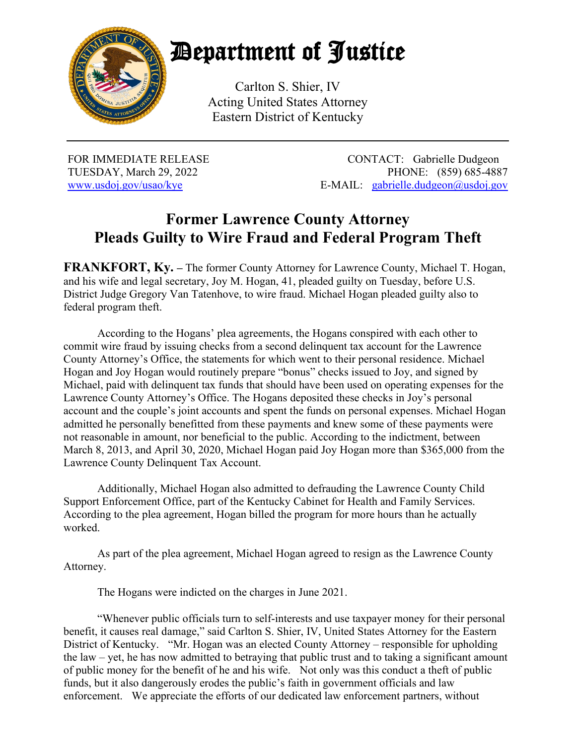# Department of Justice

Carlton S. Shier, IV
Acting United States Attorney
Eastern District of Kentucky

---

FOR IMMEDIATE RELEASE
TUESDAY, March 29, 2022
www.usdoj.gov/usao/kye

CONTACT: Gabrielle Dudgeon
PHONE: (859) 685-4887
E-MAIL: gabrielle.dudgeon@usdoj.gov

## Former Lawrence County Attorney Pleads Guilty to Wire Fraud and Federal Program Theft

**FRANKFORT, Ky.** – The former County Attorney for Lawrence County, Michael T. Hogan, and his wife and legal secretary, Joy M. Hogan, 41, pleaded guilty on Tuesday, before U.S. District Judge Gregory Van Tatenhove, to wire fraud. Michael Hogan pleaded guilty also to federal program theft.

According to the Hogans' plea agreements, the Hogans conspired with each other to commit wire fraud by issuing checks from a second delinquent tax account for the Lawrence County Attorney's Office, the statements for which went to their personal residence. Michael Hogan and Joy Hogan would routinely prepare "bonus" checks issued to Joy, and signed by Michael, paid with delinquent tax funds that should have been used on operating expenses for the Lawrence County Attorney's Office. The Hogans deposited these checks in Joy's personal account and the couple's joint accounts and spent the funds on personal expenses. Michael Hogan admitted he personally benefitted from these payments and knew some of these payments were not reasonable in amount, nor beneficial to the public. According to the indictment, between March 8, 2013, and April 30, 2020, Michael Hogan paid Joy Hogan more than $365,000 from the Lawrence County Delinquent Tax Account.

Additionally, Michael Hogan also admitted to defrauding the Lawrence County Child Support Enforcement Office, part of the Kentucky Cabinet for Health and Family Services. According to the plea agreement, Hogan billed the program for more hours than he actually worked.

As part of the plea agreement, Michael Hogan agreed to resign as the Lawrence County Attorney.

The Hogans were indicted on the charges in June 2021.

"Whenever public officials turn to self-interests and use taxpayer money for their personal benefit, it causes real damage," said Carlton S. Shier, IV, United States Attorney for the Eastern District of Kentucky. "Mr. Hogan was an elected County Attorney – responsible for upholding the law – yet, he has now admitted to betraying that public trust and to taking a significant amount of public money for the benefit of he and his wife. Not only was this conduct a theft of public funds, but it also dangerously erodes the public's faith in government officials and law enforcement. We appreciate the efforts of our dedicated law enforcement partners, without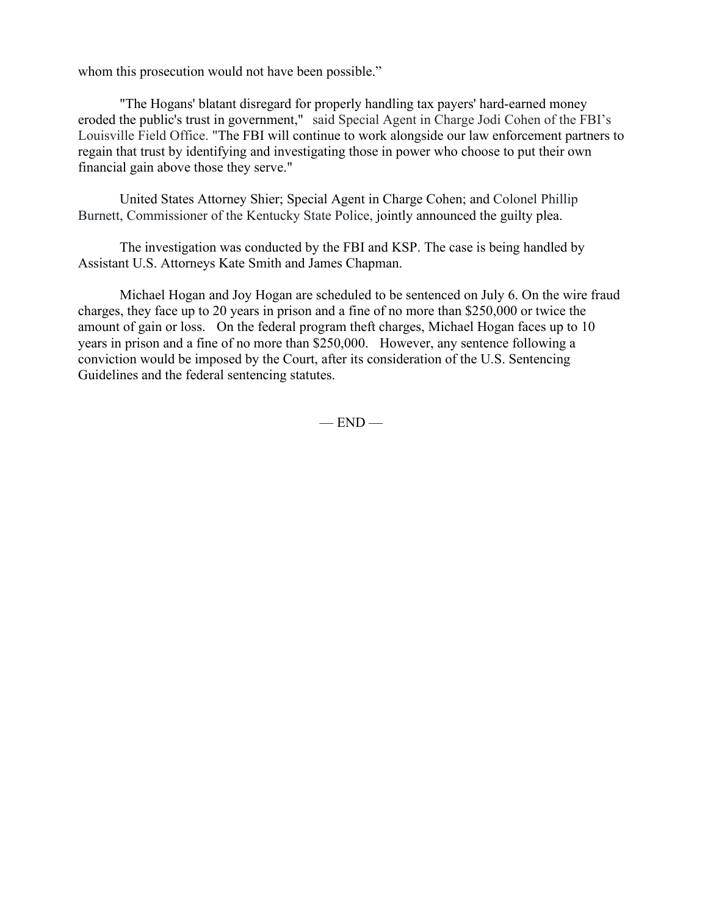whom this prosecution would not have been possible."

"The Hogans' blatant disregard for properly handling tax payers' hard-earned money eroded the public's trust in government," said Special Agent in Charge Jodi Cohen of the FBI's Louisville Field Office. "The FBI will continue to work alongside our law enforcement partners to regain that trust by identifying and investigating those in power who choose to put their own financial gain above those they serve."

United States Attorney Shier; Special Agent in Charge Cohen; and Colonel Phillip Burnett, Commissioner of the Kentucky State Police, jointly announced the guilty plea.

The investigation was conducted by the FBI and KSP. The case is being handled by Assistant U.S. Attorneys Kate Smith and James Chapman.

Michael Hogan and Joy Hogan are scheduled to be sentenced on July 6. On the wire fraud charges, they face up to 20 years in prison and a fine of no more than $250,000 or twice the amount of gain or loss. On the federal program theft charges, Michael Hogan faces up to 10 years in prison and a fine of no more than $250,000. However, any sentence following a conviction would be imposed by the Court, after its consideration of the U.S. Sentencing Guidelines and the federal sentencing statutes.

— END —